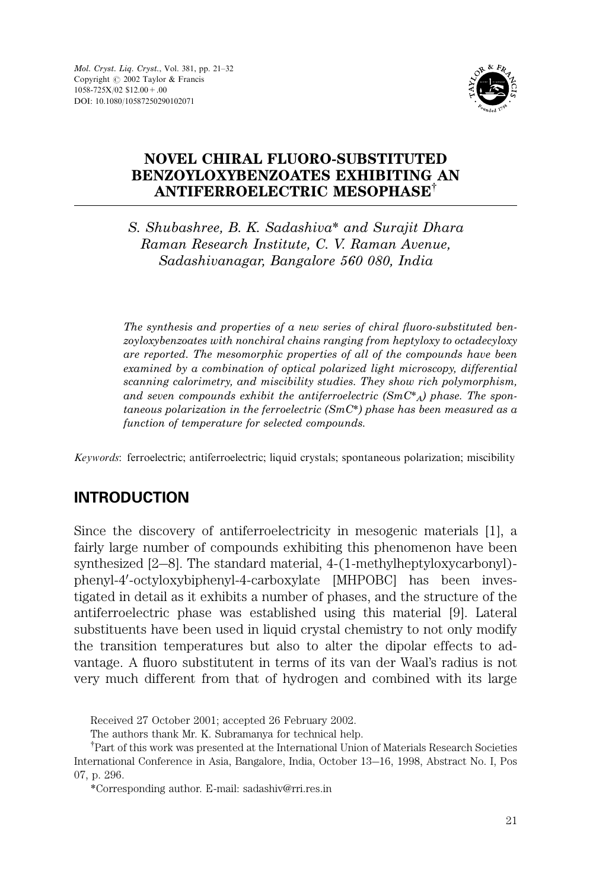# NOVEL CHIRAL FLUORO-SUBSTITUTED BENZOYLOXYBENZOATES EXHIBITING AN ANTIFERROELECTRIC MESOPHASE†

*S. Shubashree, B. K. Sadashiva\* and Surajit Dhara*
*Raman Research Institute, C. V. Raman Avenue, Sadashivanagar, Bangalore 560 080, India*

*The synthesis and properties of a new series of chiral fluoro-substituted benzoyloxybenzoates with nonchiral chains ranging from heptyloxy to octadecyloxy are reported. The mesomorphic properties of all of the compounds have been examined by a combination of optical polarized light microscopy, differential scanning calorimetry, and miscibility studies. They show rich polymorphism, and seven compounds exhibit the antiferroelectric ($SmC^*_A$) phase. The spontaneous polarization in the ferroelectric (SmC\*) phase has been measured as a function of temperature for selected compounds.*

*Keywords*: ferroelectric; antiferroelectric; liquid crystals; spontaneous polarization; miscibility

## INTRODUCTION

Since the discovery of antiferroelectricity in mesogenic materials [1], a fairly large number of compounds exhibiting this phenomenon have been synthesized [2–8]. The standard material, 4-(1-methylheptyloxycarbonyl)-phenyl-4′-octyloxybiphenyl-4-carboxylate [MHPOBC] has been investigated in detail as it exhibits a number of phases, and the structure of the antiferroelectric phase was established using this material [9]. Lateral substituents have been used in liquid crystal chemistry to not only modify the transition temperatures but also to alter the dipolar effects to advantage. A fluoro substitutent in terms of its van der Waal's radius is not very much different from that of hydrogen and combined with its large

Received 27 October 2001; accepted 26 February 2002.

The authors thank Mr. K. Subramanya for technical help.

†Part of this work was presented at the International Union of Materials Research Societies International Conference in Asia, Bangalore, India, October 13–16, 1998, Abstract No. I, Pos 07, p. 296.

\*Corresponding author. E-mail: sadashiv@rri.res.in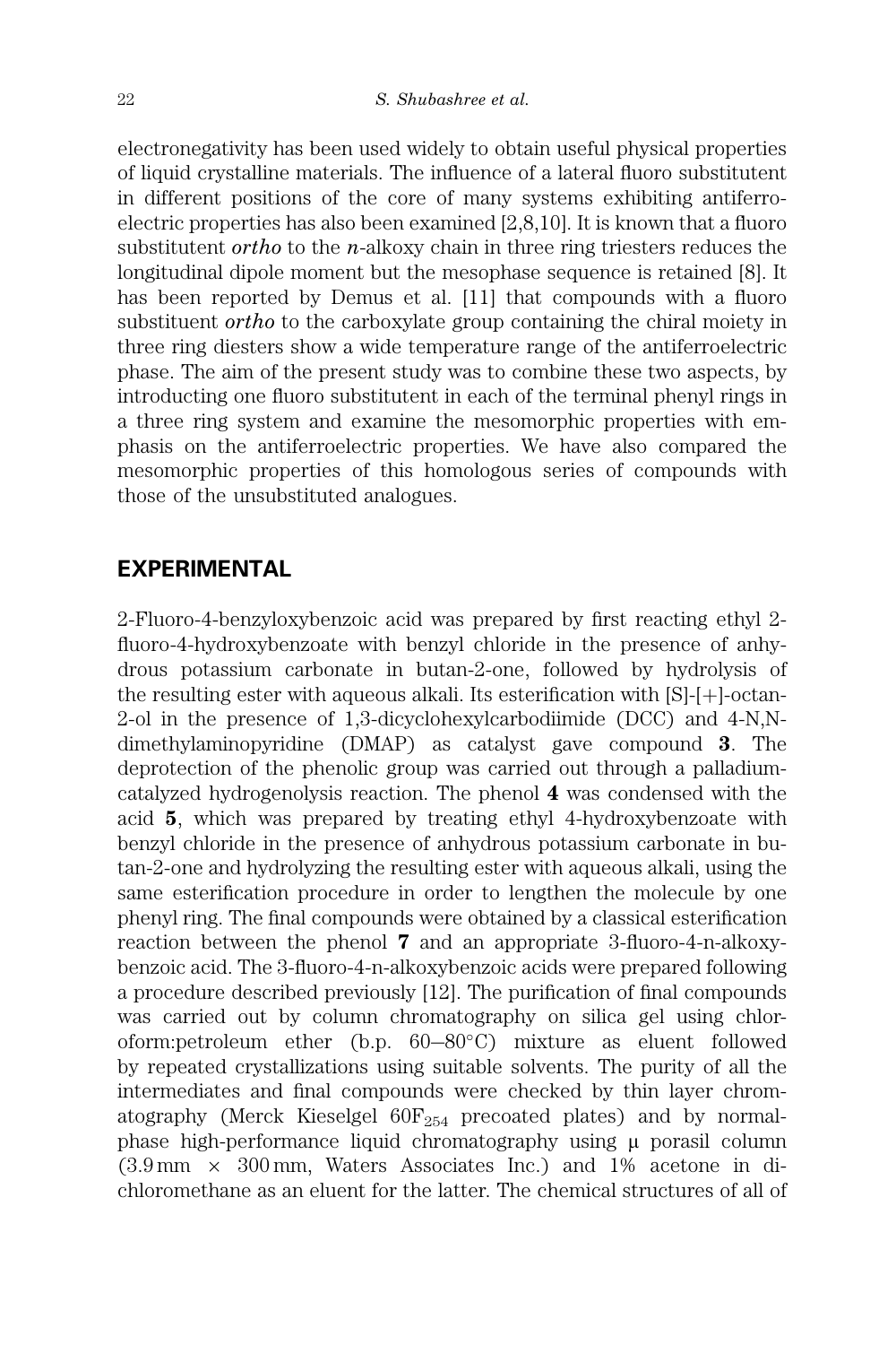electronegativity has been used widely to obtain useful physical properties of liquid crystalline materials. The influence of a lateral fluoro substitutent in different positions of the core of many systems exhibiting antiferroelectric properties has also been examined [2,8,10]. It is known that a fluoro substitutent *ortho* to the *n*-alkoxy chain in three ring triesters reduces the longitudinal dipole moment but the mesophase sequence is retained [8]. It has been reported by Demus et al. [11] that compounds with a fluoro substituent *ortho* to the carboxylate group containing the chiral moiety in three ring diesters show a wide temperature range of the antiferroelectric phase. The aim of the present study was to combine these two aspects, by introducting one fluoro substitutent in each of the terminal phenyl rings in a three ring system and examine the mesomorphic properties with emphasis on the antiferroelectric properties. We have also compared the mesomorphic properties of this homologous series of compounds with those of the unsubstituted analogues.

## EXPERIMENTAL

2-Fluoro-4-benzyloxybenzoic acid was prepared by first reacting ethyl 2-fluoro-4-hydroxybenzoate with benzyl chloride in the presence of anhydrous potassium carbonate in butan-2-one, followed by hydrolysis of the resulting ester with aqueous alkali. Its esterification with [S]-[+]-octan-2-ol in the presence of 1,3-dicyclohexylcarbodiimide (DCC) and 4-N,N-dimethylaminopyridine (DMAP) as catalyst gave compound **3**. The deprotection of the phenolic group was carried out through a palladium-catalyzed hydrogenolysis reaction. The phenol **4** was condensed with the acid **5**, which was prepared by treating ethyl 4-hydroxybenzoate with benzyl chloride in the presence of anhydrous potassium carbonate in butan-2-one and hydrolyzing the resulting ester with aqueous alkali, using the same esterification procedure in order to lengthen the molecule by one phenyl ring. The final compounds were obtained by a classical esterification reaction between the phenol **7** and an appropriate 3-fluoro-4-n-alkoxybenzoic acid. The 3-fluoro-4-n-alkoxybenzoic acids were prepared following a procedure described previously [12]. The purification of final compounds was carried out by column chromatography on silica gel using chloroform:petroleum ether (b.p. 60–80°C) mixture as eluent followed by repeated crystallizations using suitable solvents. The purity of all the intermediates and final compounds were checked by thin layer chromatography (Merck Kieselgel $60F_{254}$ precoated plates) and by normal-phase high-performance liquid chromatography using μ porasil column (3.9 mm × 300 mm, Waters Associates Inc.) and 1% acetone in dichloromethane as an eluent for the latter. The chemical structures of all of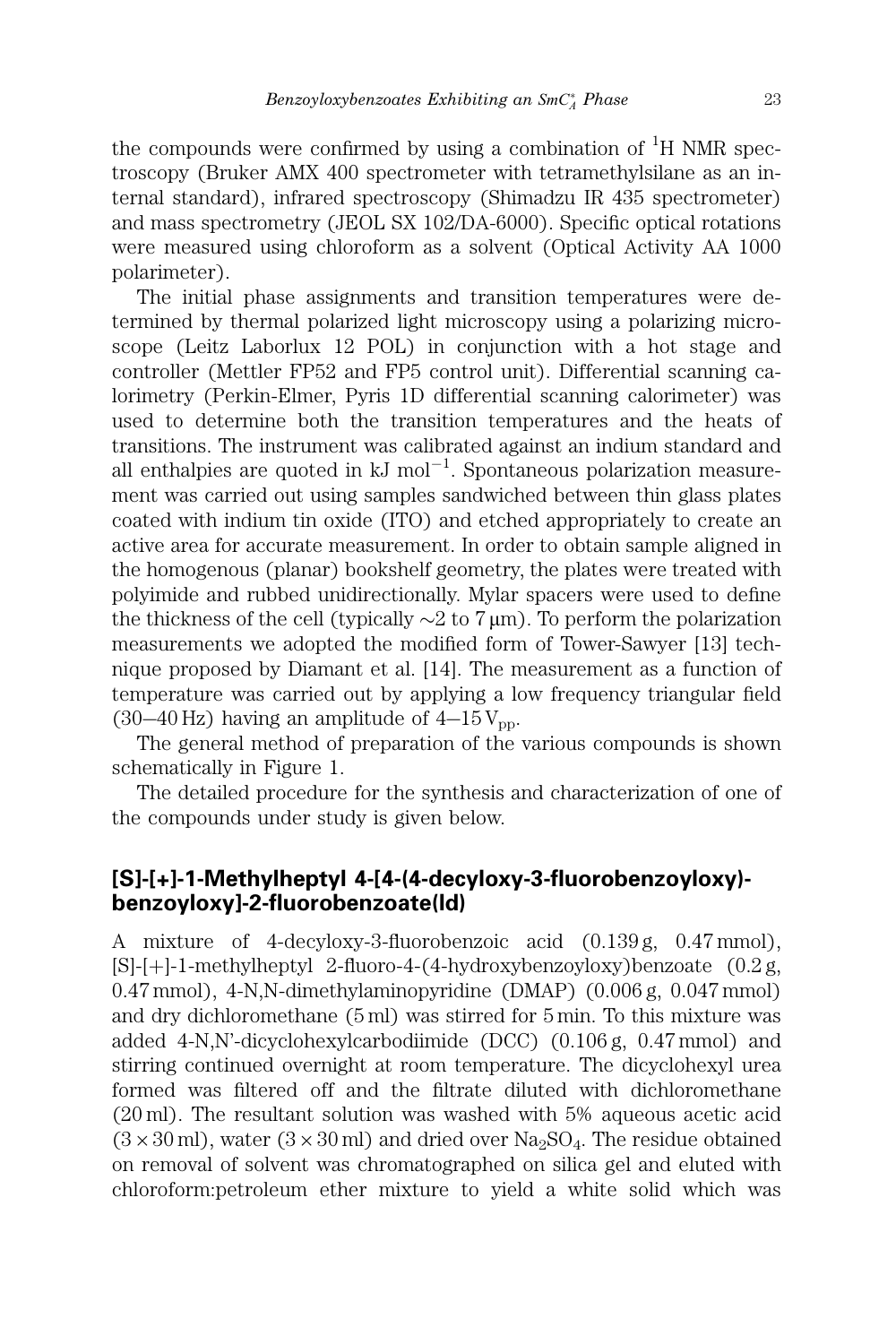the compounds were confirmed by using a combination of $^1$H NMR spectroscopy (Bruker AMX 400 spectrometer with tetramethylsilane as an internal standard), infrared spectroscopy (Shimadzu IR 435 spectrometer) and mass spectrometry (JEOL SX 102/DA-6000). Specific optical rotations were measured using chloroform as a solvent (Optical Activity AA 1000 polarimeter).

The initial phase assignments and transition temperatures were determined by thermal polarized light microscopy using a polarizing microscope (Leitz Laborlux 12 POL) in conjunction with a hot stage and controller (Mettler FP52 and FP5 control unit). Differential scanning calorimetry (Perkin-Elmer, Pyris 1D differential scanning calorimeter) was used to determine both the transition temperatures and the heats of transitions. The instrument was calibrated against an indium standard and all enthalpies are quoted in kJ mol$^{-1}$. Spontaneous polarization measurement was carried out using samples sandwiched between thin glass plates coated with indium tin oxide (ITO) and etched appropriately to create an active area for accurate measurement. In order to obtain sample aligned in the homogenous (planar) bookshelf geometry, the plates were treated with polyimide and rubbed unidirectionally. Mylar spacers were used to define the thickness of the cell (typically ~2 to 7 μm). To perform the polarization measurements we adopted the modified form of Tower-Sawyer [13] technique proposed by Diamant et al. [14]. The measurement as a function of temperature was carried out by applying a low frequency triangular field (30–40 Hz) having an amplitude of 4–15 $V_{pp}$.

The general method of preparation of the various compounds is shown schematically in Figure 1.

The detailed procedure for the synthesis and characterization of one of the compounds under study is given below.

## [S]-[+]-1-Methylheptyl 4-[4-(4-decyloxy-3-fluorobenzoyloxy)-benzoyloxy]-2-fluorobenzoate(Id)

A mixture of 4-decyloxy-3-fluorobenzoic acid (0.139 g, 0.47 mmol), [S]-[+]-1-methylheptyl 2-fluoro-4-(4-hydroxybenzoyloxy)benzoate (0.2 g, 0.47 mmol), 4-N,N-dimethylaminopyridine (DMAP) (0.006 g, 0.047 mmol) and dry dichloromethane (5 ml) was stirred for 5 min. To this mixture was added 4-N,N'-dicyclohexylcarbodiimide (DCC) (0.106 g, 0.47 mmol) and stirring continued overnight at room temperature. The dicyclohexyl urea formed was filtered off and the filtrate diluted with dichloromethane (20 ml). The resultant solution was washed with 5% aqueous acetic acid (3 × 30 ml), water (3 × 30 ml) and dried over $Na_2SO_4$. The residue obtained on removal of solvent was chromatographed on silica gel and eluted with chloroform:petroleum ether mixture to yield a white solid which was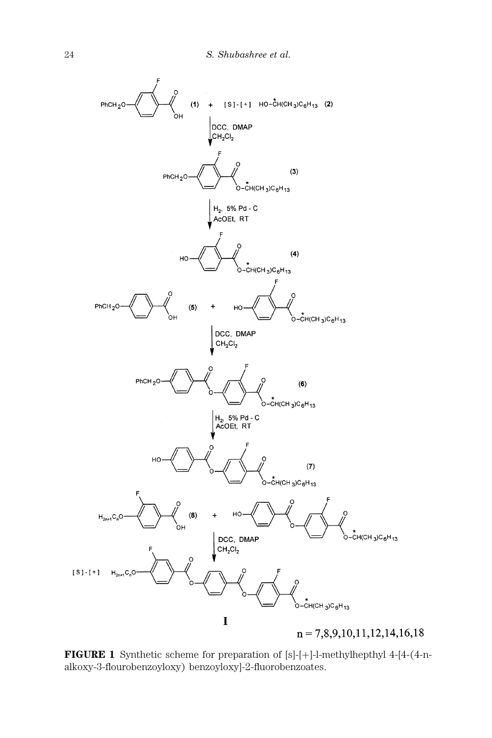PhCH$_2$O — (1) + [S]-[+] HO–C*H(CH$_3$)C$_6$H$_{13}$ (2)

DCC, DMAP
CH$_2$Cl$_2$

(3)

H$_2$, 5% Pd - C
AcOEt, RT

(4)

(5) +

DCC, DMAP
CH$_2$Cl$_2$

(6)

H$_2$, 5% Pd - C
AcOEt, RT

(7)

(8) +

DCC, DMAP
CH$_2$Cl$_2$

[S]-[+]

**I**

n = 7,8,9,10,11,12,14,16,18

**FIGURE 1** Synthetic scheme for preparation of [s]-[+]-l-methylhepthyl 4-[4-(4-n-alkoxy-3-flourobenzoyloxy) benzoyloxy]-2-fluorobenzoates.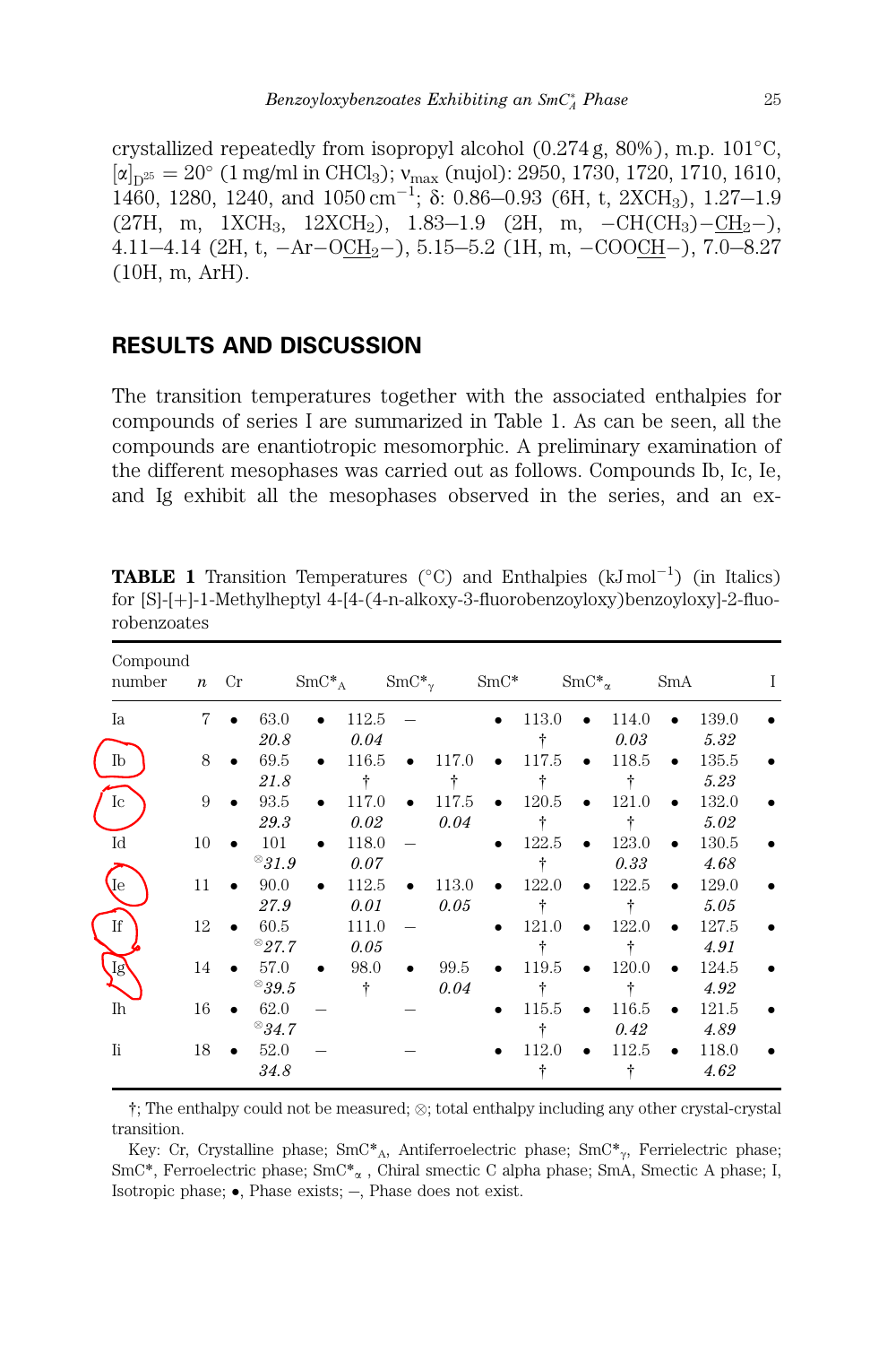crystallized repeatedly from isopropyl alcohol (0.274 g, 80%), m.p. 101°C, $[\alpha]_{D^{25}} = 20°$ (1 mg/ml in $CHCl_3$); $\nu_{max}$ (nujol): 2950, 1730, 1720, 1710, 1610, 1460, 1280, 1240, and 1050 cm$^{-1}$; δ: 0.86–0.93 (6H, t, $2XCH_3$), 1.27–1.9 (27H, m, $1XCH_3$, $12XCH_2$), 1.83–1.9 (2H, m, $-CH(CH_3)-\underline{CH_2}-$), 4.11–4.14 (2H, t, $-Ar-O\underline{CH_2}-$), 5.15–5.2 (1H, m, $-COO\underline{CH}-$), 7.0–8.27 (10H, m, ArH).

## RESULTS AND DISCUSSION

The transition temperatures together with the associated enthalpies for compounds of series I are summarized in Table 1. As can be seen, all the compounds are enantiotropic mesomorphic. A preliminary examination of the different mesophases was carried out as follows. Compounds Ib, Ic, Ie, and Ig exhibit all the mesophases observed in the series, and an ex-

**TABLE 1** Transition Temperatures (°C) and Enthalpies (kJ mol$^{-1}$) (in Italics) for [S]-[+]-1-Methylheptyl 4-[4-(4-n-alkoxy-3-fluorobenzoyloxy)benzoyloxy]-2-fluorobenzoates

| Compound number | $n$ | Cr | | SmC*$_A$ | | SmC*$_\gamma$ | | SmC* | | SmC*$_\alpha$ | | SmA | | I |
|---|---|---|---|---|---|---|---|---|---|---|---|---|---|---|
| Ia | 7 | • | 63.0 | • | 112.5 | – | | • | 113.0 | • | 114.0 | • | 139.0 | • |
| | | | *20.8* | | *0.04* | | | | † | | *0.03* | | *5.32* | |
| Ib | 8 | • | 69.5 | • | 116.5 | • | 117.0 | • | 117.5 | • | 118.5 | • | 135.5 | • |
| | | | *21.8* | | † | | † | | † | | † | | *5.23* | |
| Ic | 9 | • | 93.5 | • | 117.0 | • | 117.5 | • | 120.5 | • | 121.0 | • | 132.0 | • |
| | | | *29.3* | | *0.02* | | *0.04* | | † | | † | | *5.02* | |
| Id | 10 | • | 101 | • | 118.0 | – | | • | 122.5 | • | 123.0 | • | 130.5 | • |
| | | | ⊗*31.9* | | *0.07* | | | | † | | *0.33* | | *4.68* | |
| Ie | 11 | • | 90.0 | • | 112.5 | • | 113.0 | • | 122.0 | • | 122.5 | • | 129.0 | • |
| | | | *27.9* | | *0.01* | | *0.05* | | † | | † | | *5.05* | |
| If | 12 | • | 60.5 | | 111.0 | – | | • | 121.0 | • | 122.0 | • | 127.5 | • |
| | | | ⊗*27.7* | | *0.05* | | | | † | | † | | *4.91* | |
| Ig | 14 | • | 57.0 | • | 98.0 | • | 99.5 | • | 119.5 | • | 120.0 | • | 124.5 | • |
| | | | ⊗*39.5* | | † | | *0.04* | | † | | † | | *4.92* | |
| Ih | 16 | • | 62.0 | – | | – | | • | 115.5 | • | 116.5 | • | 121.5 | • |
| | | | ⊗*34.7* | | | | | | † | | *0.42* | | *4.89* | |
| Ii | 18 | • | 52.0 | – | | – | | • | 112.0 | • | 112.5 | • | 118.0 | • |
| | | | *34.8* | | | | | | † | | † | | *4.62* | |

†; The enthalpy could not be measured; ⊗; total enthalpy including any other crystal-crystal transition.

Key: Cr, Crystalline phase; SmC*$_A$, Antiferroelectric phase; SmC*$_\gamma$, Ferrielectric phase; SmC*, Ferroelectric phase; SmC*$_\alpha$, Chiral smectic C alpha phase; SmA, Smectic A phase; I, Isotropic phase; •, Phase exists; –, Phase does not exist.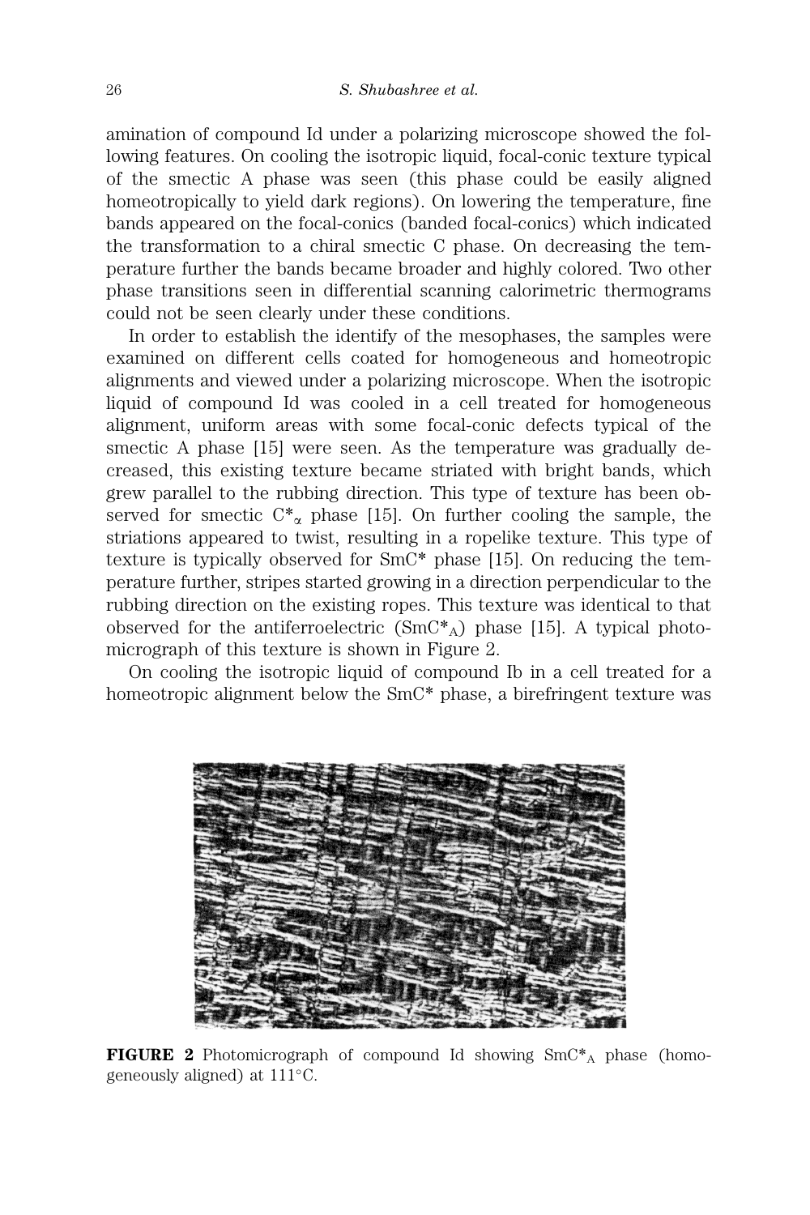amination of compound Id under a polarizing microscope showed the following features. On cooling the isotropic liquid, focal-conic texture typical of the smectic A phase was seen (this phase could be easily aligned homeotropically to yield dark regions). On lowering the temperature, fine bands appeared on the focal-conics (banded focal-conics) which indicated the transformation to a chiral smectic C phase. On decreasing the temperature further the bands became broader and highly colored. Two other phase transitions seen in differential scanning calorimetric thermograms could not be seen clearly under these conditions.

In order to establish the identify of the mesophases, the samples were examined on different cells coated for homogeneous and homeotropic alignments and viewed under a polarizing microscope. When the isotropic liquid of compound Id was cooled in a cell treated for homogeneous alignment, uniform areas with some focal-conic defects typical of the smectic A phase [15] were seen. As the temperature was gradually decreased, this existing texture became striated with bright bands, which grew parallel to the rubbing direction. This type of texture has been observed for smectic $C^*_\alpha$ phase [15]. On further cooling the sample, the striations appeared to twist, resulting in a ropelike texture. This type of texture is typically observed for SmC* phase [15]. On reducing the temperature further, stripes started growing in a direction perpendicular to the rubbing direction on the existing ropes. This texture was identical to that observed for the antiferroelectric ($SmC^*_A$) phase [15]. A typical photomicrograph of this texture is shown in Figure 2.

On cooling the isotropic liquid of compound Ib in a cell treated for a homeotropic alignment below the SmC* phase, a birefringent texture was

**FIGURE 2** Photomicrograph of compound Id showing $SmC^*_A$ phase (homogeneously aligned) at 111°C.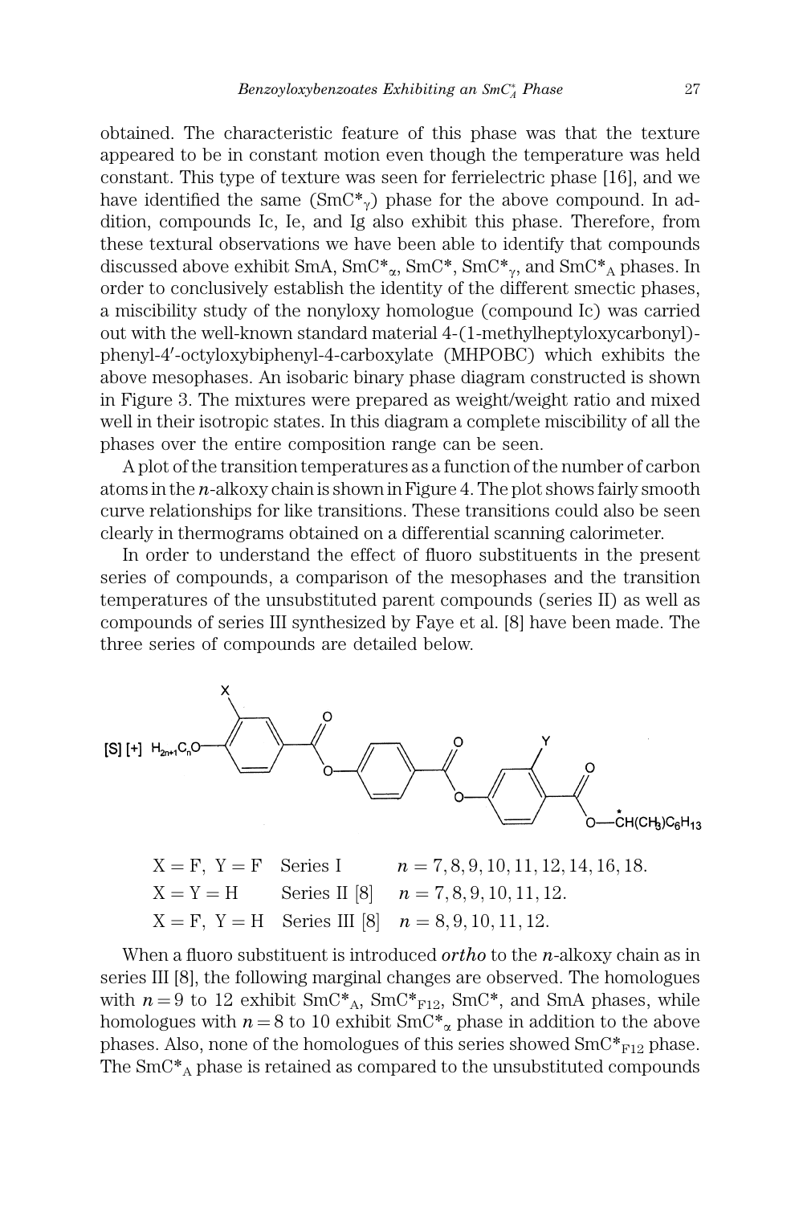obtained. The characteristic feature of this phase was that the texture appeared to be in constant motion even though the temperature was held constant. This type of texture was seen for ferrielectric phase [16], and we have identified the same ($SmC^*_\gamma$) phase for the above compound. In addition, compounds Ic, Ie, and Ig also exhibit this phase. Therefore, from these textural observations we have been able to identify that compounds discussed above exhibit SmA, $SmC^*_\alpha$, SmC*, $SmC^*_\gamma$, and $SmC^*_A$ phases. In order to conclusively establish the identity of the different smectic phases, a miscibility study of the nonyloxy homologue (compound Ic) was carried out with the well-known standard material 4-(1-methylheptyloxycarbonyl)-phenyl-4′-octyloxybiphenyl-4-carboxylate (MHPOBC) which exhibits the above mesophases. An isobaric binary phase diagram constructed is shown in Figure 3. The mixtures were prepared as weight/weight ratio and mixed well in their isotropic states. In this diagram a complete miscibility of all the phases over the entire composition range can be seen.

A plot of the transition temperatures as a function of the number of carbon atoms in the *n*-alkoxy chain is shown in Figure 4. The plot shows fairly smooth curve relationships for like transitions. These transitions could also be seen clearly in thermograms obtained on a differential scanning calorimeter.

In order to understand the effect of fluoro substituents in the present series of compounds, a comparison of the mesophases and the transition temperatures of the unsubstituted parent compounds (series II) as well as compounds of series III synthesized by Faye et al. [8] have been made. The three series of compounds are detailed below.

[S] [+] $H_{2n+1}C_nO$ — (X) — COO — — COO — (Y) — COO — $\overset{*}{C}H(CH_3)C_6H_{13}$

X = F, Y = F   Series I   $n = 7, 8, 9, 10, 11, 12, 14, 16, 18.$

X = Y = H   Series II [8]   $n = 7, 8, 9, 10, 11, 12.$

X = F, Y = H   Series III [8]   $n = 8, 9, 10, 11, 12.$

When a fluoro substituent is introduced *ortho* to the *n*-alkoxy chain as in series III [8], the following marginal changes are observed. The homologues with $n = 9$ to 12 exhibit $SmC^*_A$, $SmC^*_{F12}$, SmC*, and SmA phases, while homologues with $n = 8$ to 10 exhibit $SmC^*_\alpha$ phase in addition to the above phases. Also, none of the homologues of this series showed $SmC^*_{F12}$ phase. The $SmC^*_A$ phase is retained as compared to the unsubstituted compounds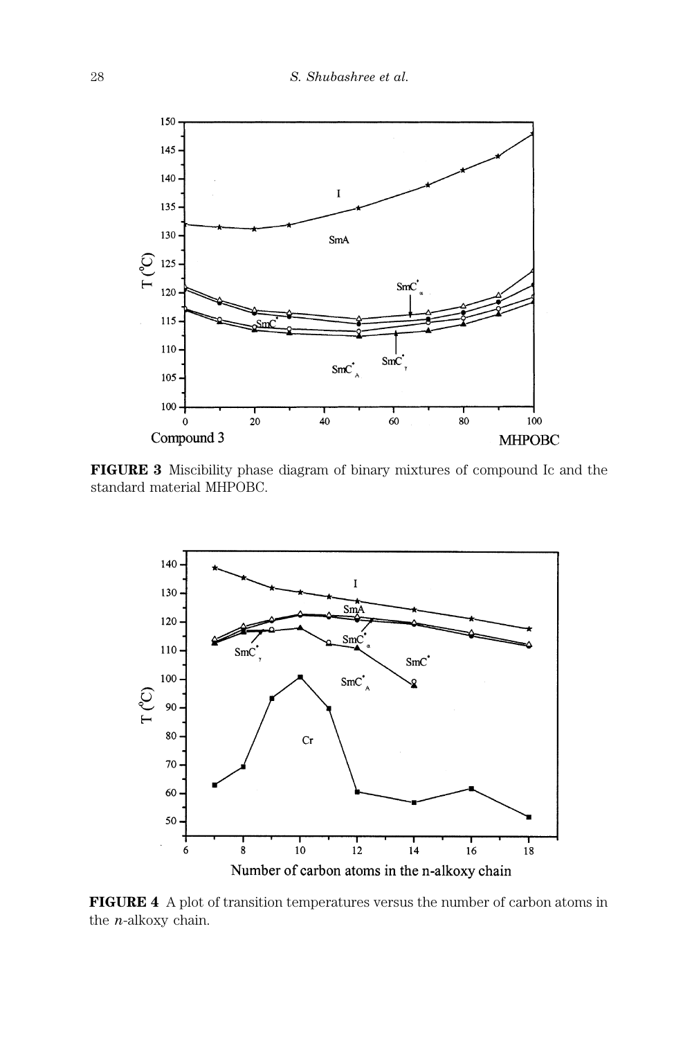150
145
140
135
130
125
120
115
110
105
100

T (°C)

I

SmA

SmC*α

SmC*

SmC*γ

SmC*A

0
20
40
60
80
100

Compound 3

MHPOBC

**FIGURE 3** Miscibility phase diagram of binary mixtures of compound Ic and the standard material MHPOBC.

140
130
120
110
100
90
80
70
60
50

T (°C)

I

SmA

SmC*α

SmC*γ

SmC*

SmC*A

Cr

6
8
10
12
14
16
18

Number of carbon atoms in the n-alkoxy chain

**FIGURE 4** A plot of transition temperatures versus the number of carbon atoms in the *n*-alkoxy chain.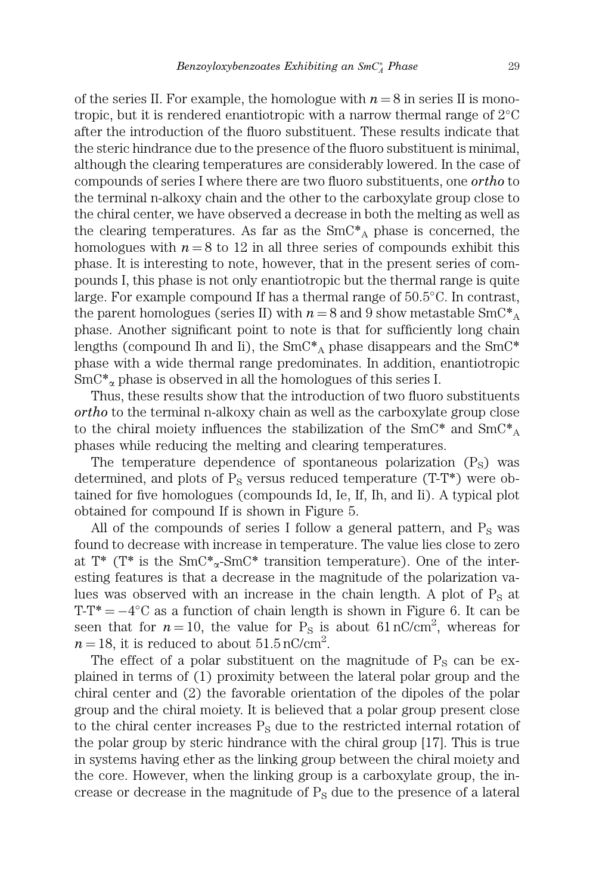of the series II. For example, the homologue with $n = 8$ in series II is monotropic, but it is rendered enantiotropic with a narrow thermal range of 2°C after the introduction of the fluoro substituent. These results indicate that the steric hindrance due to the presence of the fluoro substituent is minimal, although the clearing temperatures are considerably lowered. In the case of compounds of series I where there are two fluoro substituents, one ***ortho*** to the terminal n-alkoxy chain and the other to the carboxylate group close to the chiral center, we have observed a decrease in both the melting as well as the clearing temperatures. As far as the $SmC^*_A$ phase is concerned, the homologues with $n = 8$ to 12 in all three series of compounds exhibit this phase. It is interesting to note, however, that in the present series of compounds I, this phase is not only enantiotropic but the thermal range is quite large. For example compound If has a thermal range of 50.5°C. In contrast, the parent homologues (series II) with $n = 8$ and 9 show metastable $SmC^*_A$ phase. Another significant point to note is that for sufficiently long chain lengths (compound Ih and Ii), the $SmC^*_A$ phase disappears and the SmC* phase with a wide thermal range predominates. In addition, enantiotropic $SmC^*_\alpha$ phase is observed in all the homologues of this series I.

Thus, these results show that the introduction of two fluoro substituents ***ortho*** to the terminal n-alkoxy chain as well as the carboxylate group close to the chiral moiety influences the stabilization of the SmC* and $SmC^*_A$ phases while reducing the melting and clearing temperatures.

The temperature dependence of spontaneous polarization ($P_S$) was determined, and plots of $P_S$ versus reduced temperature (T-T*) were obtained for five homologues (compounds Id, Ie, If, Ih, and Ii). A typical plot obtained for compound If is shown in Figure 5.

All of the compounds of series I follow a general pattern, and $P_S$ was found to decrease with increase in temperature. The value lies close to zero at T* (T* is the $SmC^*_\alpha$-SmC* transition temperature). One of the interesting features is that a decrease in the magnitude of the polarization values was observed with an increase in the chain length. A plot of $P_S$ at T-T* = −4°C as a function of chain length is shown in Figure 6. It can be seen that for $n = 10$, the value for $P_S$ is about 61 nC/cm$^2$, whereas for $n = 18$, it is reduced to about 51.5 nC/cm$^2$.

The effect of a polar substituent on the magnitude of $P_S$ can be explained in terms of (1) proximity between the lateral polar group and the chiral center and (2) the favorable orientation of the dipoles of the polar group and the chiral moiety. It is believed that a polar group present close to the chiral center increases $P_S$ due to the restricted internal rotation of the polar group by steric hindrance with the chiral group [17]. This is true in systems having ether as the linking group between the chiral moiety and the core. However, when the linking group is a carboxylate group, the increase or decrease in the magnitude of $P_S$ due to the presence of a lateral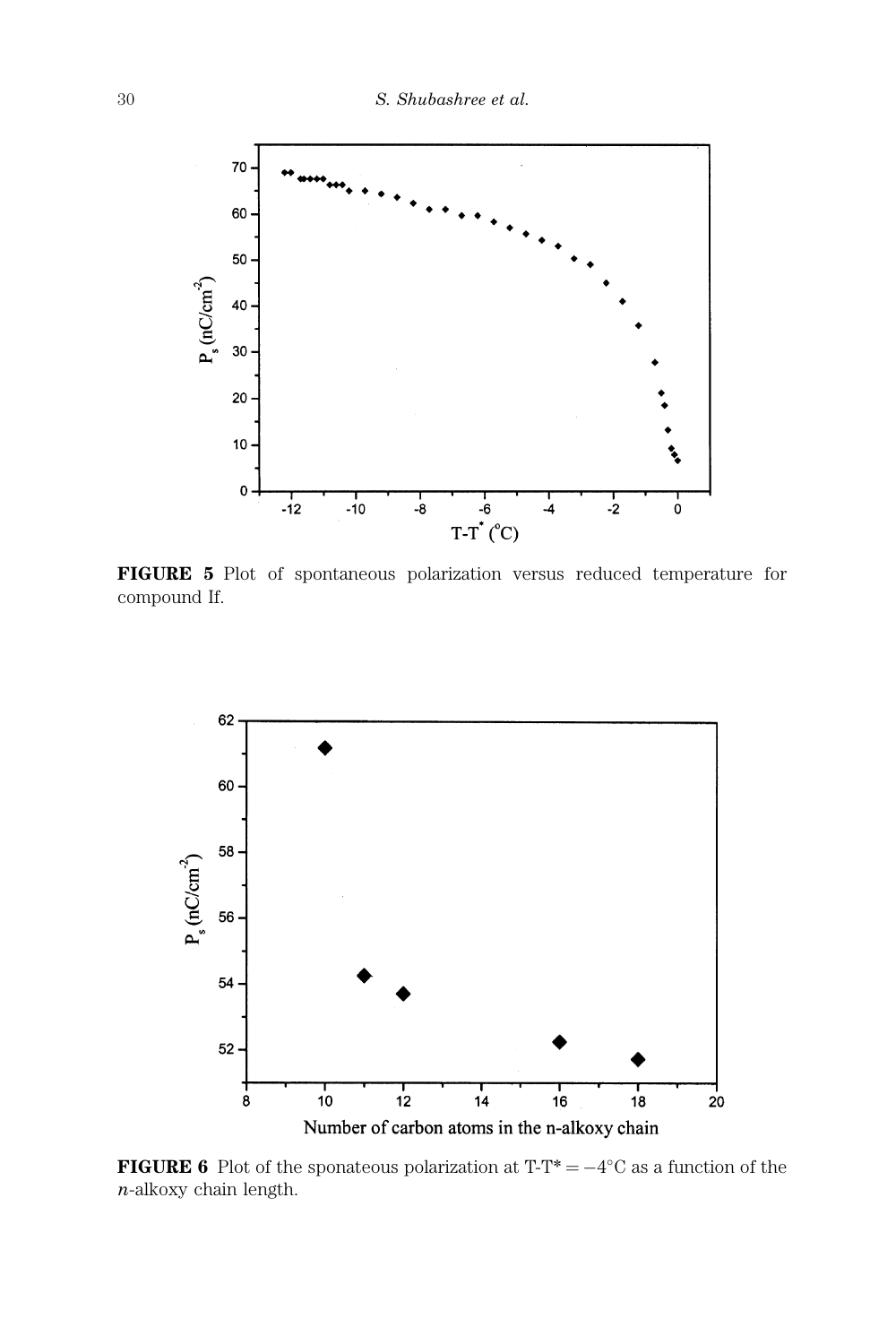**FIGURE 5** Plot of spontaneous polarization versus reduced temperature for compound If.

**FIGURE 6** Plot of the sponataeous polarization at T-T* = −4°C as a function of the $n$-alkoxy chain length.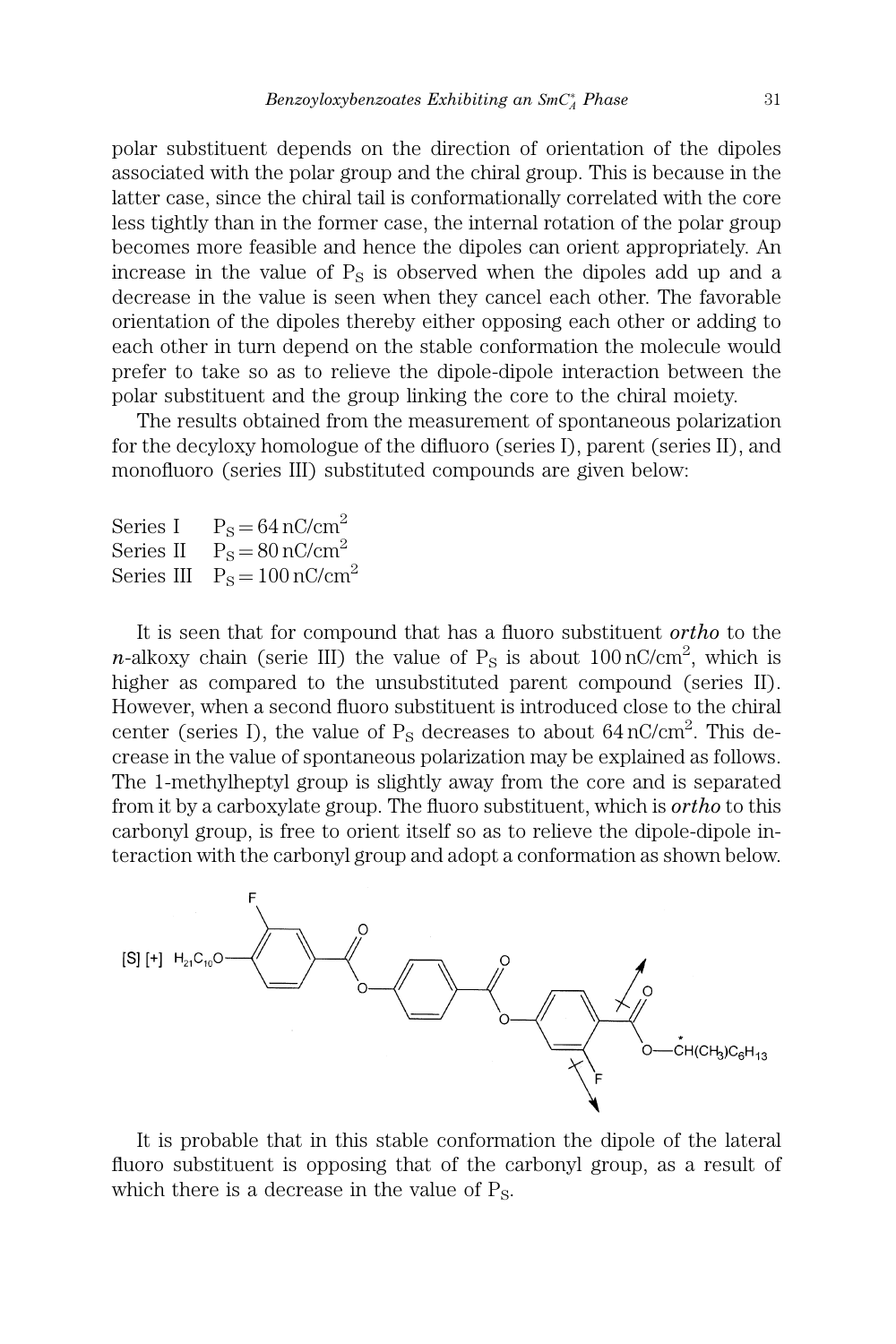polar substituent depends on the direction of orientation of the dipoles associated with the polar group and the chiral group. This is because in the latter case, since the chiral tail is conformationally correlated with the core less tightly than in the former case, the internal rotation of the polar group becomes more feasible and hence the dipoles can orient appropriately. An increase in the value of $P_S$ is observed when the dipoles add up and a decrease in the value is seen when they cancel each other. The favorable orientation of the dipoles thereby either opposing each other or adding to each other in turn depend on the stable conformation the molecule would prefer to take so as to relieve the dipole-dipole interaction between the polar substituent and the group linking the core to the chiral moiety.

The results obtained from the measurement of spontaneous polarization for the decyloxy homologue of the difluoro (series I), parent (series II), and monofluoro (series III) substituted compounds are given below:

Series I $\quad P_S = 64\,nC/cm^2$
Series II $\quad P_S = 80\,nC/cm^2$
Series III $\quad P_S = 100\,nC/cm^2$

It is seen that for compound that has a fluoro substituent *ortho* to the *n*-alkoxy chain (serie III) the value of $P_S$ is about $100\,nC/cm^2$, which is higher as compared to the unsubstituted parent compound (series II). However, when a second fluoro substituent is introduced close to the chiral center (series I), the value of $P_S$ decreases to about $64\,nC/cm^2$. This decrease in the value of spontaneous polarization may be explained as follows. The 1-methylheptyl group is slightly away from the core and is separated from it by a carboxylate group. The fluoro substituent, which is *ortho* to this carbonyl group, is free to orient itself so as to relieve the dipole-dipole interaction with the carbonyl group and adopt a conformation as shown below.

[S] [+] $H_{21}C_{10}O$ F O O O O O F O—$\overset{*}{C}H(CH_3)C_6H_{13}$

It is probable that in this stable conformation the dipole of the lateral fluoro substituent is opposing that of the carbonyl group, as a result of which there is a decrease in the value of $P_S$.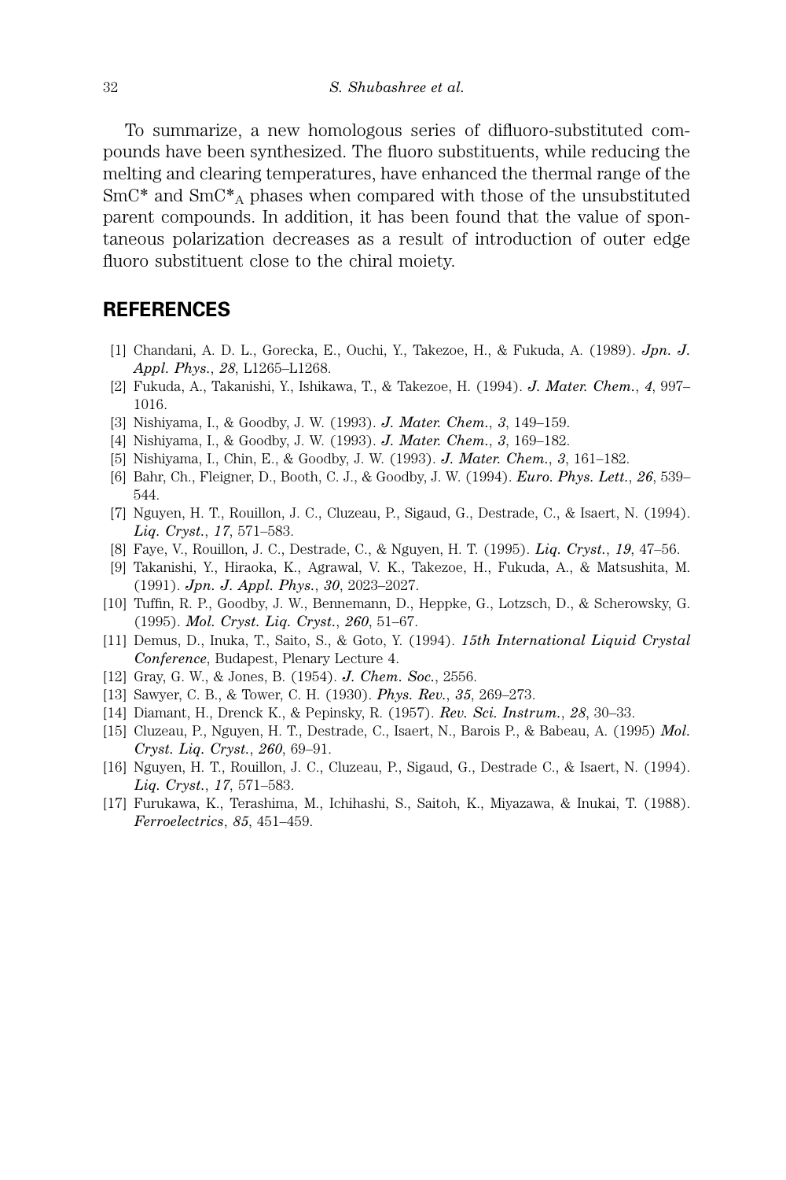To summarize, a new homologous series of difluoro-substituted compounds have been synthesized. The fluoro substituents, while reducing the melting and clearing temperatures, have enhanced the thermal range of the SmC* and $SmC^*_A$ phases when compared with those of the unsubstituted parent compounds. In addition, it has been found that the value of spontaneous polarization decreases as a result of introduction of outer edge fluoro substituent close to the chiral moiety.

## REFERENCES

[1] Chandani, A. D. L., Gorecka, E., Ouchi, Y., Takezoe, H., & Fukuda, A. (1989). ***Jpn. J. Appl. Phys.***, ***28***, L1265–L1268.

[2] Fukuda, A., Takanishi, Y., Ishikawa, T., & Takezoe, H. (1994). ***J. Mater. Chem.***, ***4***, 997–1016.

[3] Nishiyama, I., & Goodby, J. W. (1993). ***J. Mater. Chem.***, ***3***, 149–159.

[4] Nishiyama, I., & Goodby, J. W. (1993). ***J. Mater. Chem.***, ***3***, 169–182.

[5] Nishiyama, I., Chin, E., & Goodby, J. W. (1993). ***J. Mater. Chem.***, ***3***, 161–182.

[6] Bahr, Ch., Fleigner, D., Booth, C. J., & Goodby, J. W. (1994). ***Euro. Phys. Lett.***, ***26***, 539–544.

[7] Nguyen, H. T., Rouillon, J. C., Cluzeau, P., Sigaud, G., Destrade, C., & Isaert, N. (1994). ***Liq. Cryst.***, ***17***, 571–583.

[8] Faye, V., Rouillon, J. C., Destrade, C., & Nguyen, H. T. (1995). ***Liq. Cryst.***, ***19***, 47–56.

[9] Takanishi, Y., Hiraoka, K., Agrawal, V. K., Takezoe, H., Fukuda, A., & Matsushita, M. (1991). ***Jpn. J. Appl. Phys.***, ***30***, 2023–2027.

[10] Tuffin, R. P., Goodby, J. W., Bennemann, D., Heppke, G., Lotzsch, D., & Scherowsky, G. (1995). ***Mol. Cryst. Liq. Cryst.***, ***260***, 51–67.

[11] Demus, D., Inuka, T., Saito, S., & Goto, Y. (1994). ***15th International Liquid Crystal Conference***, Budapest, Plenary Lecture 4.

[12] Gray, G. W., & Jones, B. (1954). ***J. Chem. Soc.***, 2556.

[13] Sawyer, C. B., & Tower, C. H. (1930). ***Phys. Rev.***, ***35***, 269–273.

[14] Diamant, H., Drenck K., & Pepinsky, R. (1957). ***Rev. Sci. Instrum.***, ***28***, 30–33.

[15] Cluzeau, P., Nguyen, H. T., Destrade, C., Isaert, N., Barois P., & Babeau, A. (1995) ***Mol. Cryst. Liq. Cryst.***, ***260***, 69–91.

[16] Nguyen, H. T., Rouillon, J. C., Cluzeau, P., Sigaud, G., Destrade C., & Isaert, N. (1994). ***Liq. Cryst.***, ***17***, 571–583.

[17] Furukawa, K., Terashima, M., Ichihashi, S., Saitoh, K., Miyazawa, & Inukai, T. (1988). ***Ferroelectrics***, ***85***, 451–459.